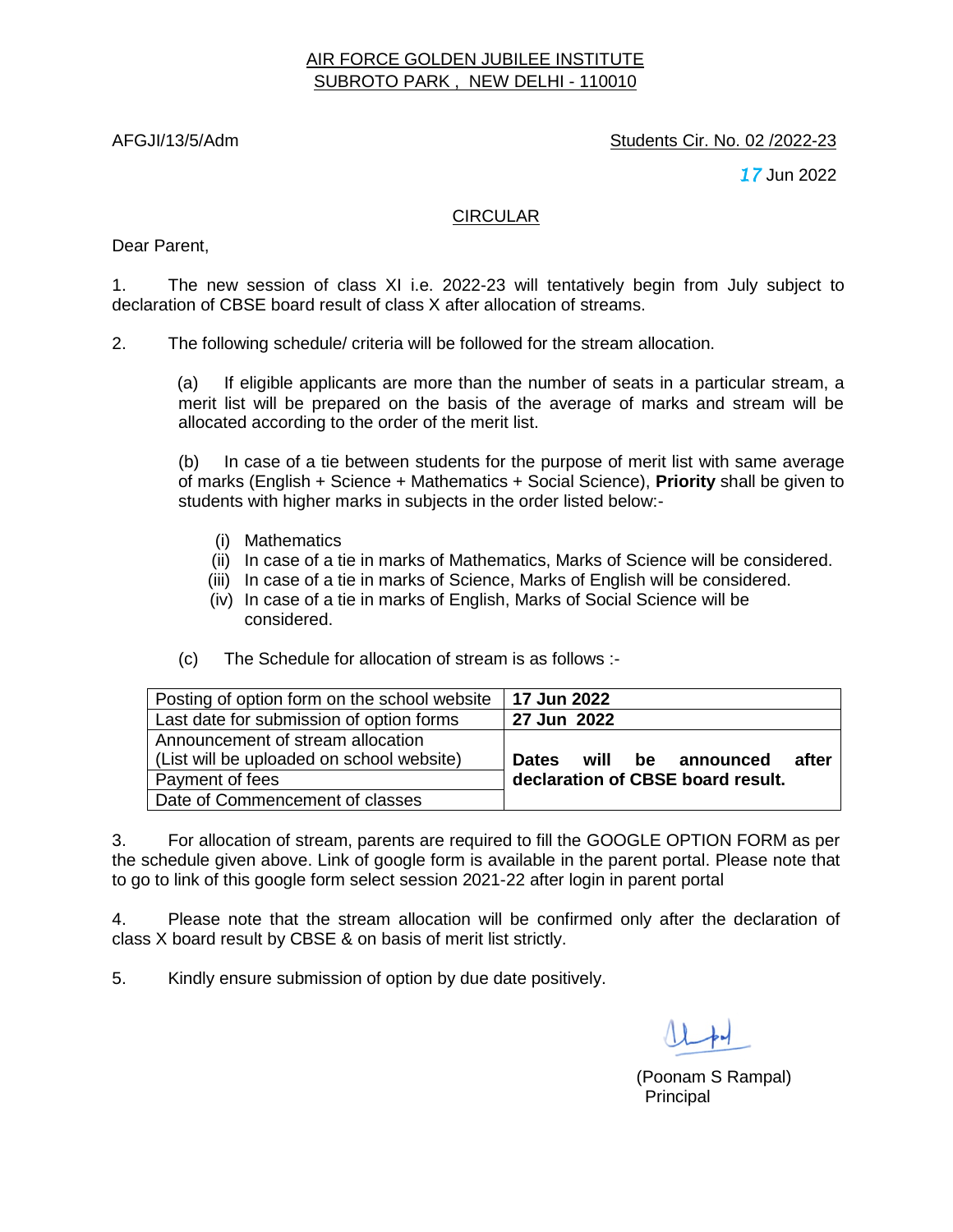AIR FORCE GOLDEN JUBILEE INSTITUTE
SUBROTO PARK , NEW DELHI - 110010

AFGJI/13/5/Adm

Students Cir. No. 02 /2022-23

17 Jun 2022

## CIRCULAR

Dear Parent,

1. The new session of class XI i.e. 2022-23 will tentatively begin from July subject to declaration of CBSE board result of class X after allocation of streams.

2. The following schedule/ criteria will be followed for the stream allocation.

   (a) If eligible applicants are more than the number of seats in a particular stream, a merit list will be prepared on the basis of the average of marks and stream will be allocated according to the order of the merit list.

   (b) In case of a tie between students for the purpose of merit list with same average of marks (English + Science + Mathematics + Social Science), **Priority** shall be given to students with higher marks in subjects in the order listed below:-

   (i) Mathematics
   (ii) In case of a tie in marks of Mathematics, Marks of Science will be considered.
   (iii) In case of a tie in marks of Science, Marks of English will be considered.
   (iv) In case of a tie in marks of English, Marks of Social Science will be considered.

   (c) The Schedule for allocation of stream is as follows :-

| Posting of option form on the school website | **17 Jun 2022** |
|---|---|
| Last date for submission of option forms | **27 Jun 2022** |
| Announcement of stream allocation (List will be uploaded on school website) | **Dates will be announced after declaration of CBSE board result.** |
| Payment of fees | |
| Date of Commencement of classes | |

3. For allocation of stream, parents are required to fill the GOOGLE OPTION FORM as per the schedule given above. Link of google form is available in the parent portal. Please note that to go to link of this google form select session 2021-22 after login in parent portal

4. Please note that the stream allocation will be confirmed only after the declaration of class X board result by CBSE & on basis of merit list strictly.

5. Kindly ensure submission of option by due date positively.

(Poonam S Rampal)
Principal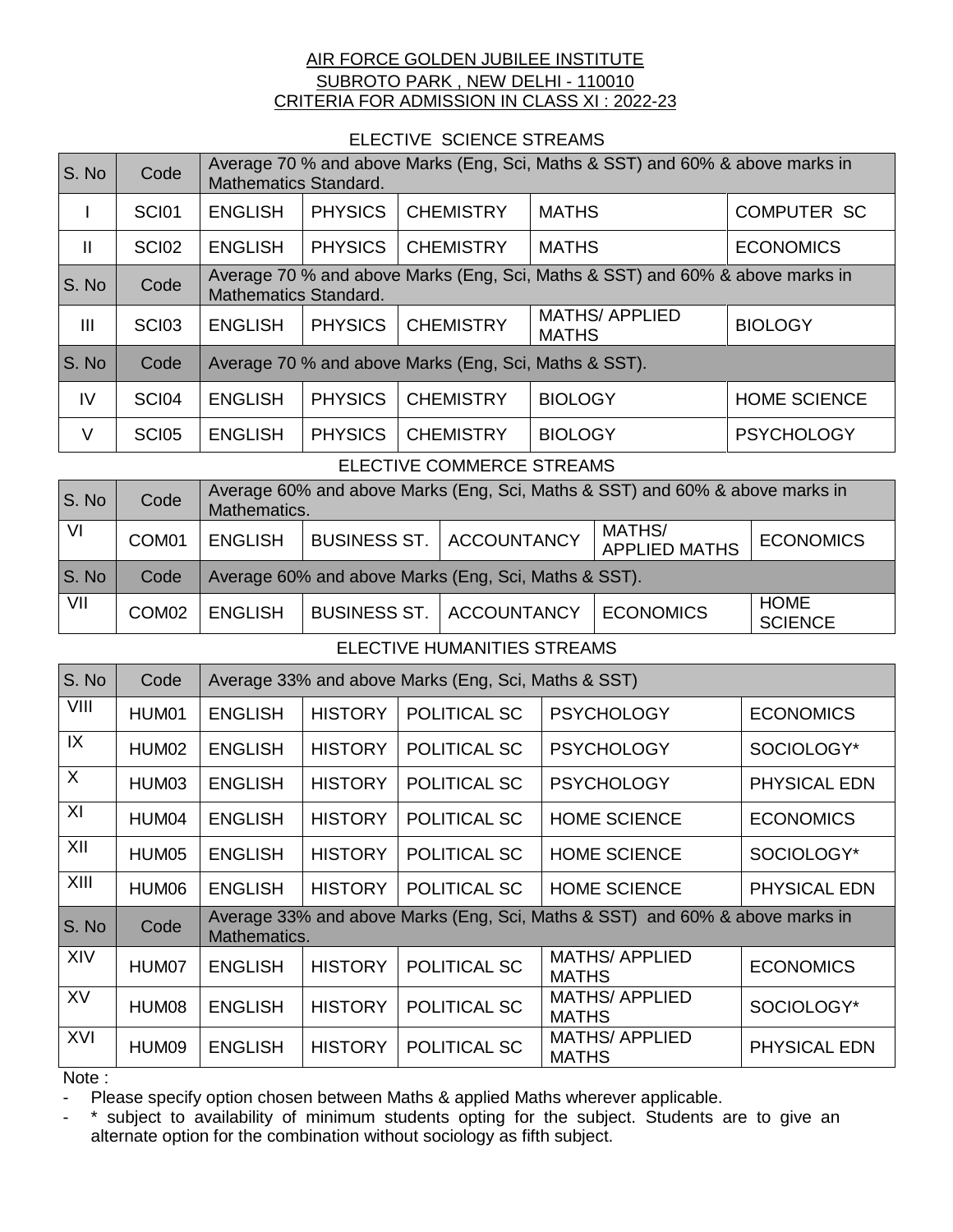AIR FORCE GOLDEN JUBILEE INSTITUTE

SUBROTO PARK , NEW DELHI - 110010

CRITERIA FOR ADMISSION IN CLASS XI : 2022-23

### ELECTIVE SCIENCE STREAMS

| S. No | Code | Average 70 % and above Marks (Eng, Sci, Maths & SST) and 60% & above marks in Mathematics Standard. | | | | |
|---|---|---|---|---|---|---|
| I | SCI01 | ENGLISH | PHYSICS | CHEMISTRY | MATHS | COMPUTER SC |
| II | SCI02 | ENGLISH | PHYSICS | CHEMISTRY | MATHS | ECONOMICS |
| S. No | Code | Average 70 % and above Marks (Eng, Sci, Maths & SST) and 60% & above marks in Mathematics Standard. | | | | |
| III | SCI03 | ENGLISH | PHYSICS | CHEMISTRY | MATHS/ APPLIED MATHS | BIOLOGY |
| S. No | Code | Average 70 % and above Marks (Eng, Sci, Maths & SST). | | | | |
| IV | SCI04 | ENGLISH | PHYSICS | CHEMISTRY | BIOLOGY | HOME SCIENCE |
| V | SCI05 | ENGLISH | PHYSICS | CHEMISTRY | BIOLOGY | PSYCHOLOGY |

### ELECTIVE COMMERCE STREAMS

| S. No | Code | Average 60% and above Marks (Eng, Sci, Maths & SST) and 60% & above marks in Mathematics. | | | | |
|---|---|---|---|---|---|---|
| VI | COM01 | ENGLISH | BUSINESS ST. | ACCOUNTANCY | MATHS/ APPLIED MATHS | ECONOMICS |
| S. No | Code | Average 60% and above Marks (Eng, Sci, Maths & SST). | | | | |
| VII | COM02 | ENGLISH | BUSINESS ST. | ACCOUNTANCY | ECONOMICS | HOME SCIENCE |

### ELECTIVE HUMANITIES STREAMS

| S. No | Code | Average 33% and above Marks (Eng, Sci, Maths & SST) | | | | |
|---|---|---|---|---|---|---|
| VIII | HUM01 | ENGLISH | HISTORY | POLITICAL SC | PSYCHOLOGY | ECONOMICS |
| IX | HUM02 | ENGLISH | HISTORY | POLITICAL SC | PSYCHOLOGY | SOCIOLOGY* |
| X | HUM03 | ENGLISH | HISTORY | POLITICAL SC | PSYCHOLOGY | PHYSICAL EDN |
| XI | HUM04 | ENGLISH | HISTORY | POLITICAL SC | HOME SCIENCE | ECONOMICS |
| XII | HUM05 | ENGLISH | HISTORY | POLITICAL SC | HOME SCIENCE | SOCIOLOGY* |
| XIII | HUM06 | ENGLISH | HISTORY | POLITICAL SC | HOME SCIENCE | PHYSICAL EDN |
| S. No | Code | Average 33% and above Marks (Eng, Sci, Maths & SST) and 60% & above marks in Mathematics. | | | | |
| XIV | HUM07 | ENGLISH | HISTORY | POLITICAL SC | MATHS/ APPLIED MATHS | ECONOMICS |
| XV | HUM08 | ENGLISH | HISTORY | POLITICAL SC | MATHS/ APPLIED MATHS | SOCIOLOGY* |
| XVI | HUM09 | ENGLISH | HISTORY | POLITICAL SC | MATHS/ APPLIED MATHS | PHYSICAL EDN |

Note :

- Please specify option chosen between Maths & applied Maths wherever applicable.
- * subject to availability of minimum students opting for the subject. Students are to give an alternate option for the combination without sociology as fifth subject.